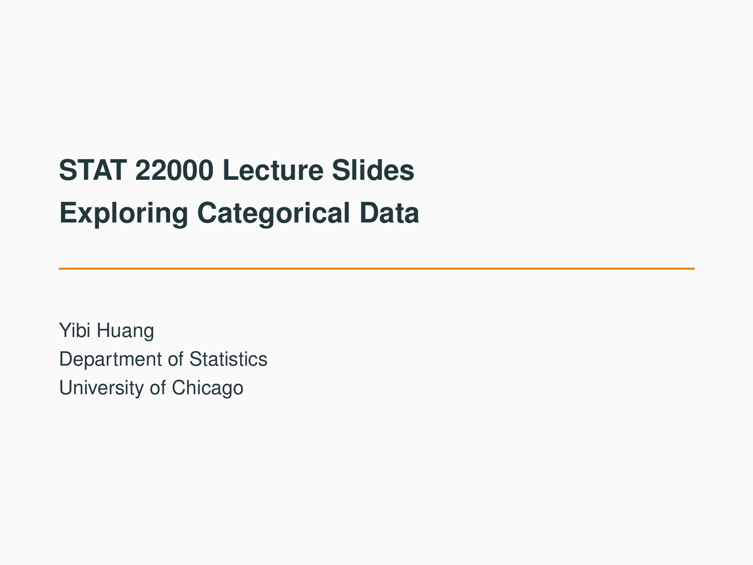# STAT 22000 Lecture Slides
# Exploring Categorical Data

Yibi Huang
Department of Statistics
University of Chicago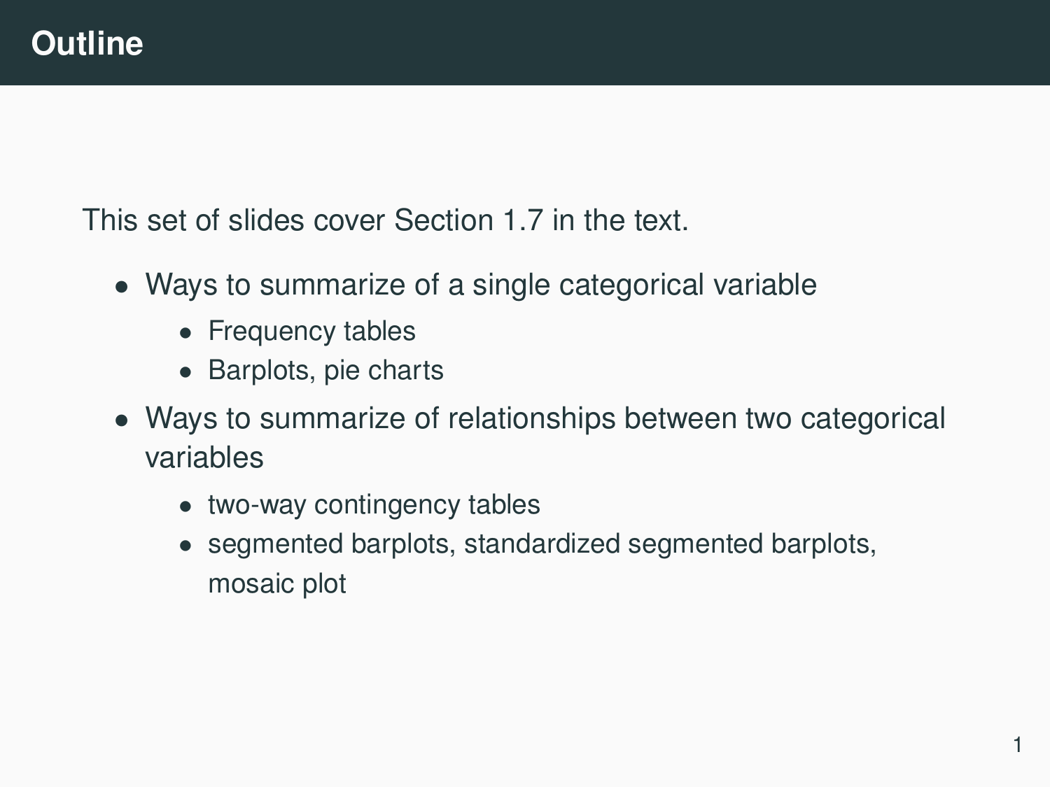# Outline

This set of slides cover Section 1.7 in the text.

- Ways to summarize of a single categorical variable
  - Frequency tables
  - Barplots, pie charts
- Ways to summarize of relationships between two categorical variables
  - two-way contingency tables
  - segmented barplots, standardized segmented barplots, mosaic plot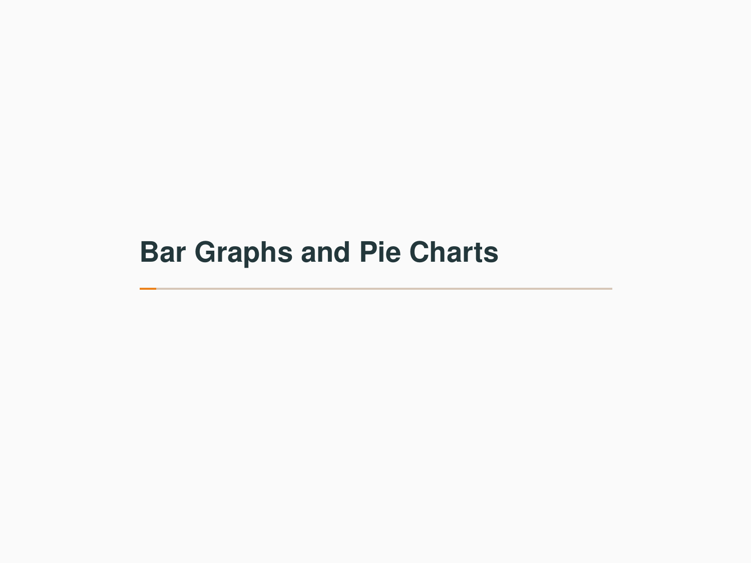# Bar Graphs and Pie Charts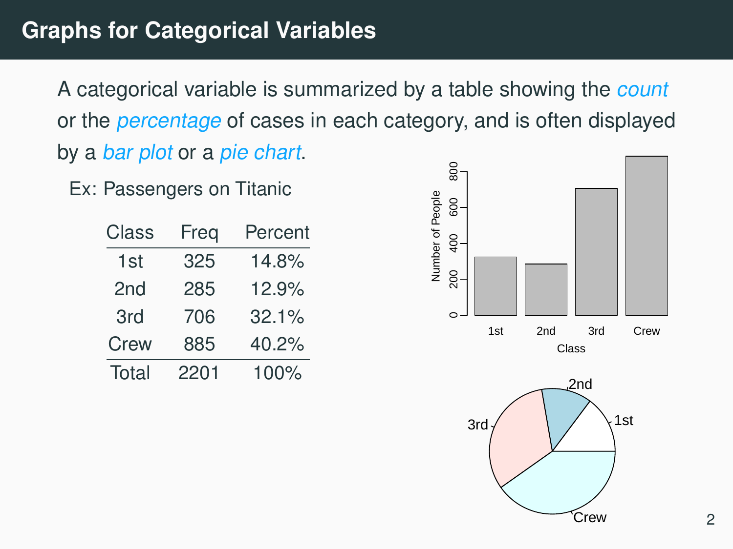# Graphs for Categorical Variables

A categorical variable is summarized by a table showing the *count* or the *percentage* of cases in each category, and is often displayed by a *bar plot* or a *pie chart*.

Ex: Passengers on Titanic

| Class | Freq | Percent |
|---|---|---|
| 1st | 325 | 14.8% |
| 2nd | 285 | 12.9% |
| 3rd | 706 | 32.1% |
| Crew | 885 | 40.2% |
| Total | 2201 | 100% |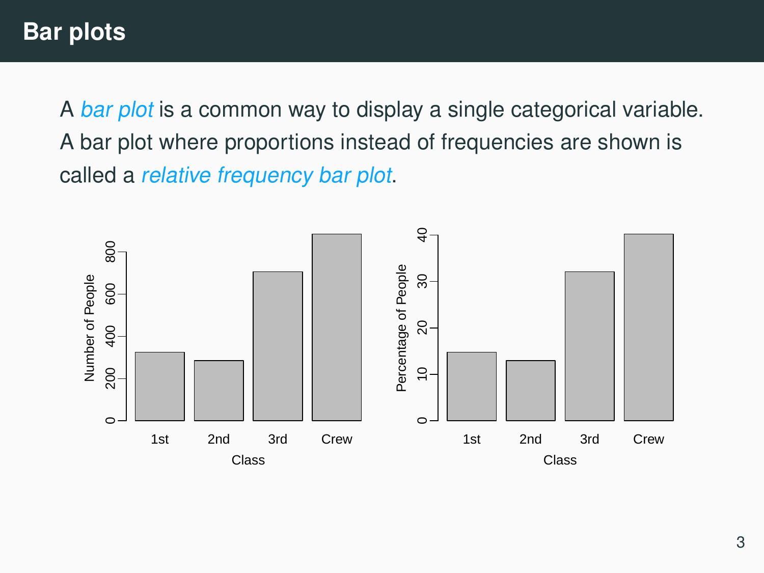# Bar plots

A *bar plot* is a common way to display a single categorical variable. A bar plot where proportions instead of frequencies are shown is called a *relative frequency bar plot*.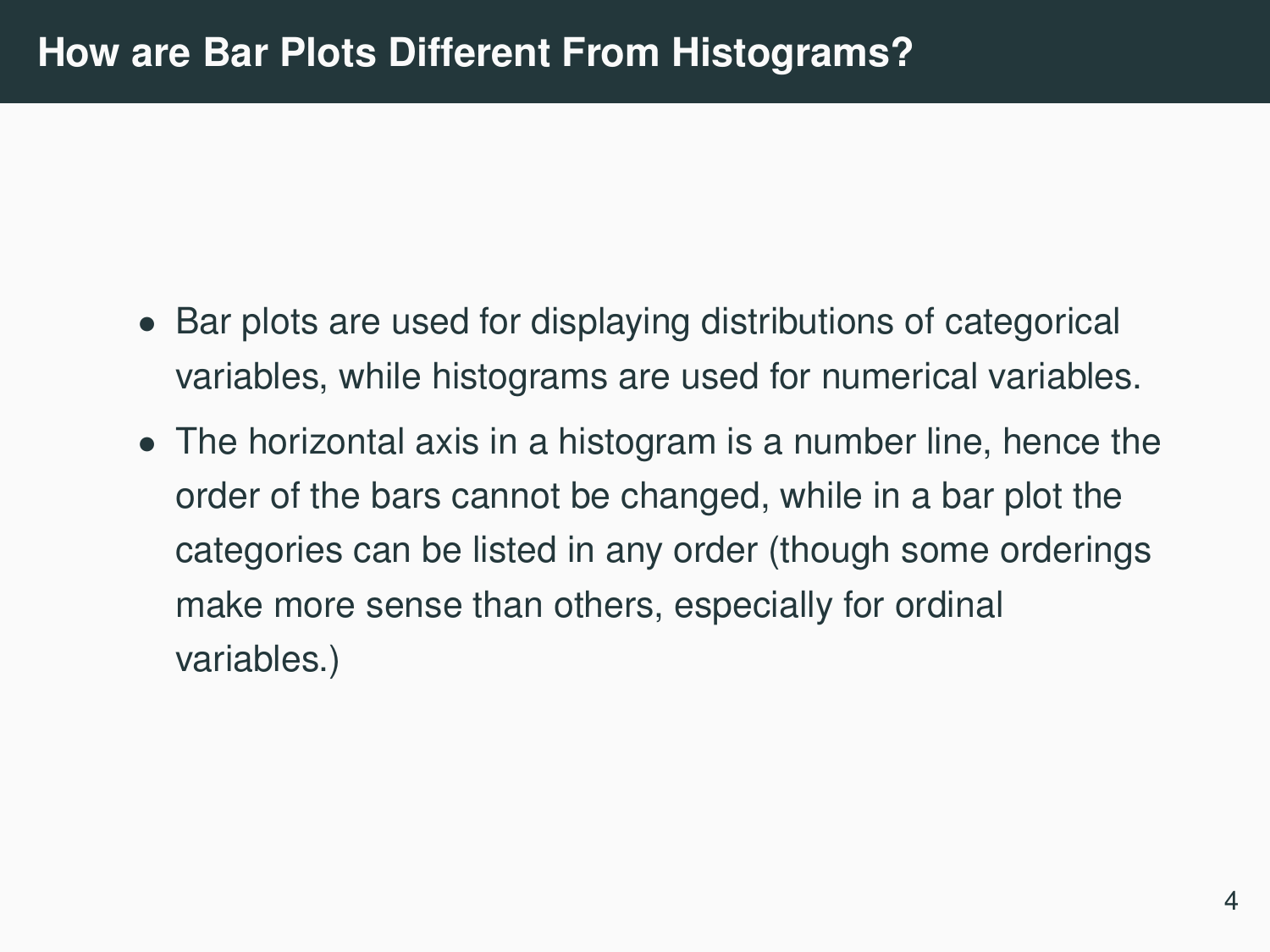# How are Bar Plots Different From Histograms?

- Bar plots are used for displaying distributions of categorical variables, while histograms are used for numerical variables.
- The horizontal axis in a histogram is a number line, hence the order of the bars cannot be changed, while in a bar plot the categories can be listed in any order (though some orderings make more sense than others, especially for ordinal variables.)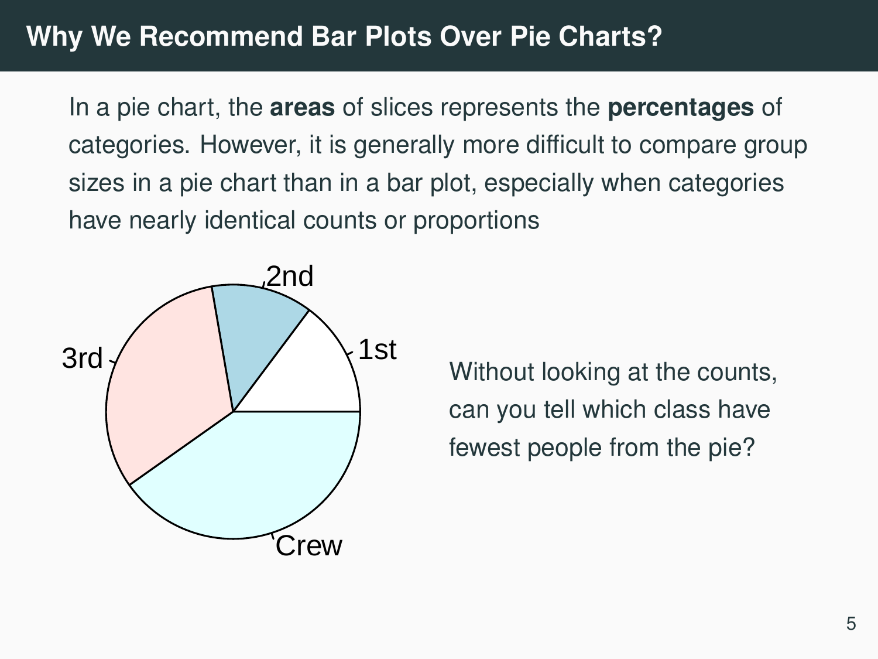# Why We Recommend Bar Plots Over Pie Charts?

In a pie chart, the **areas** of slices represents the **percentages** of categories. However, it is generally more difficult to compare group sizes in a pie chart than in a bar plot, especially when categories have nearly identical counts or proportions

2nd

3rd

1st

Crew

Without looking at the counts, can you tell which class have fewest people from the pie?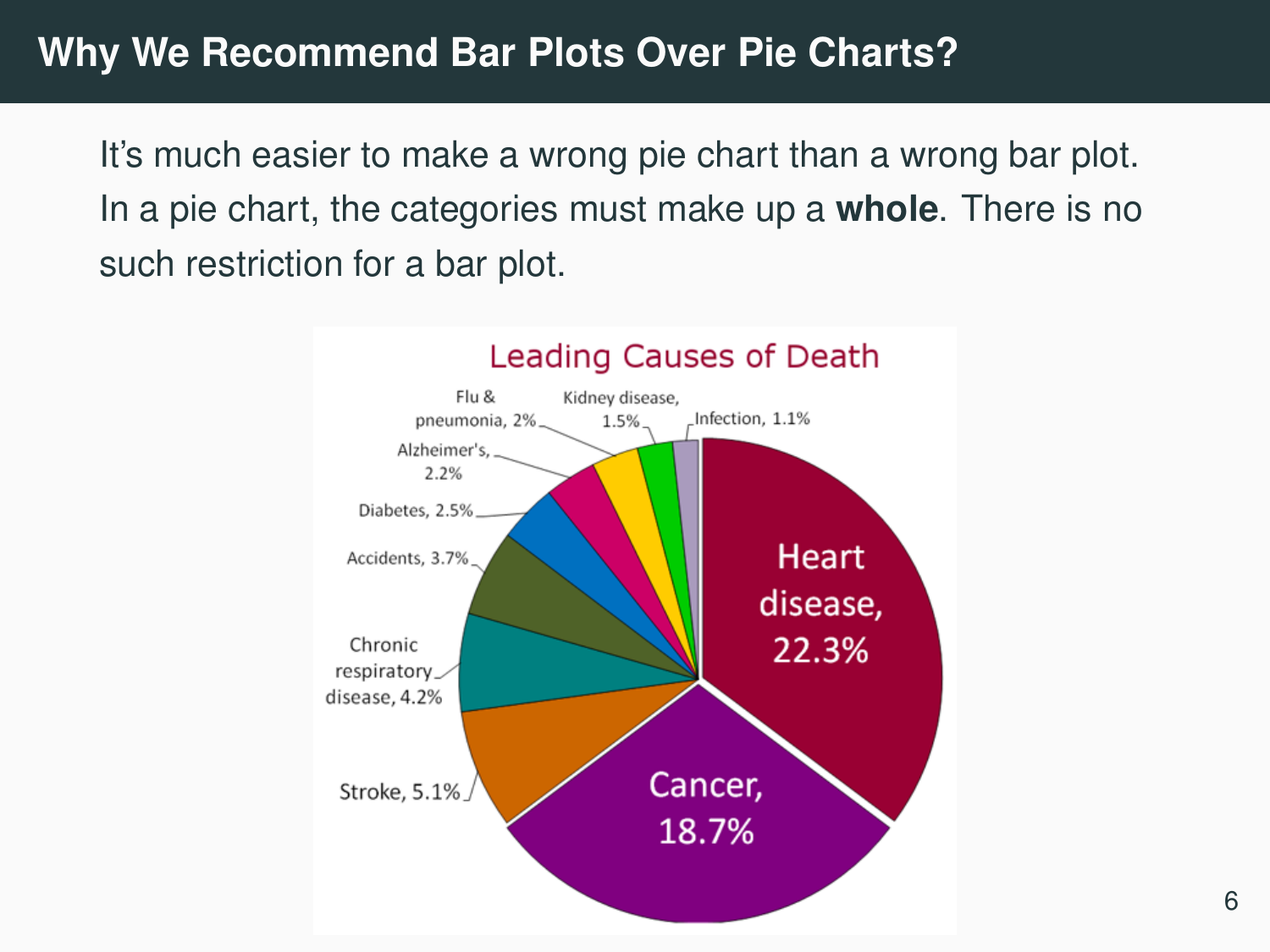# Why We Recommend Bar Plots Over Pie Charts?

It's much easier to make a wrong pie chart than a wrong bar plot. In a pie chart, the categories must make up a **whole**. There is no such restriction for a bar plot.

Leading Causes of Death

Flu & pneumonia, 2%
Kidney disease, 1.5%
Infection, 1.1%
Alzheimer's, 2.2%
Diabetes, 2.5%
Accidents, 3.7%
Chronic respiratory disease, 4.2%
Stroke, 5.1%
Heart disease, 22.3%
Cancer, 18.7%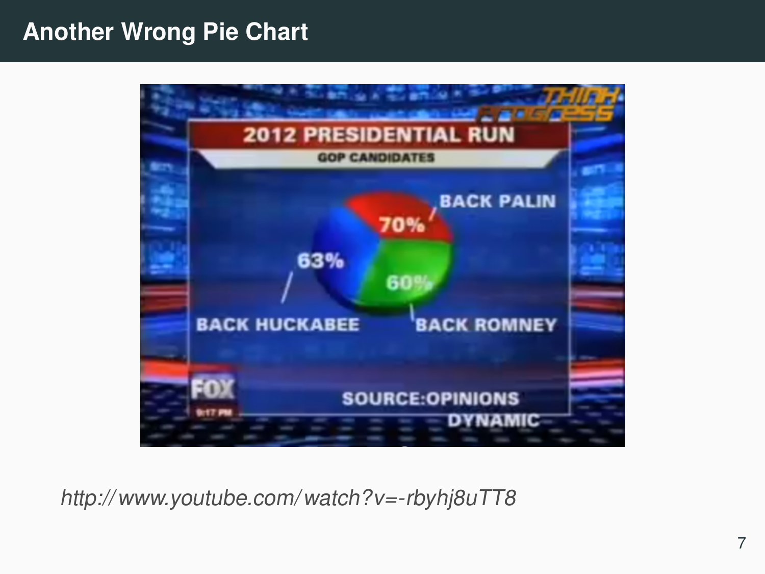# Another Wrong Pie Chart

2012 PRESIDENTIAL RUN

GOP CANDIDATES

BACK PALIN 70%

BACK HUCKABEE 63%

BACK ROMNEY 60%

SOURCE:OPINIONS DYNAMIC

*http://www.youtube.com/watch?v=-rbyhj8uTT8*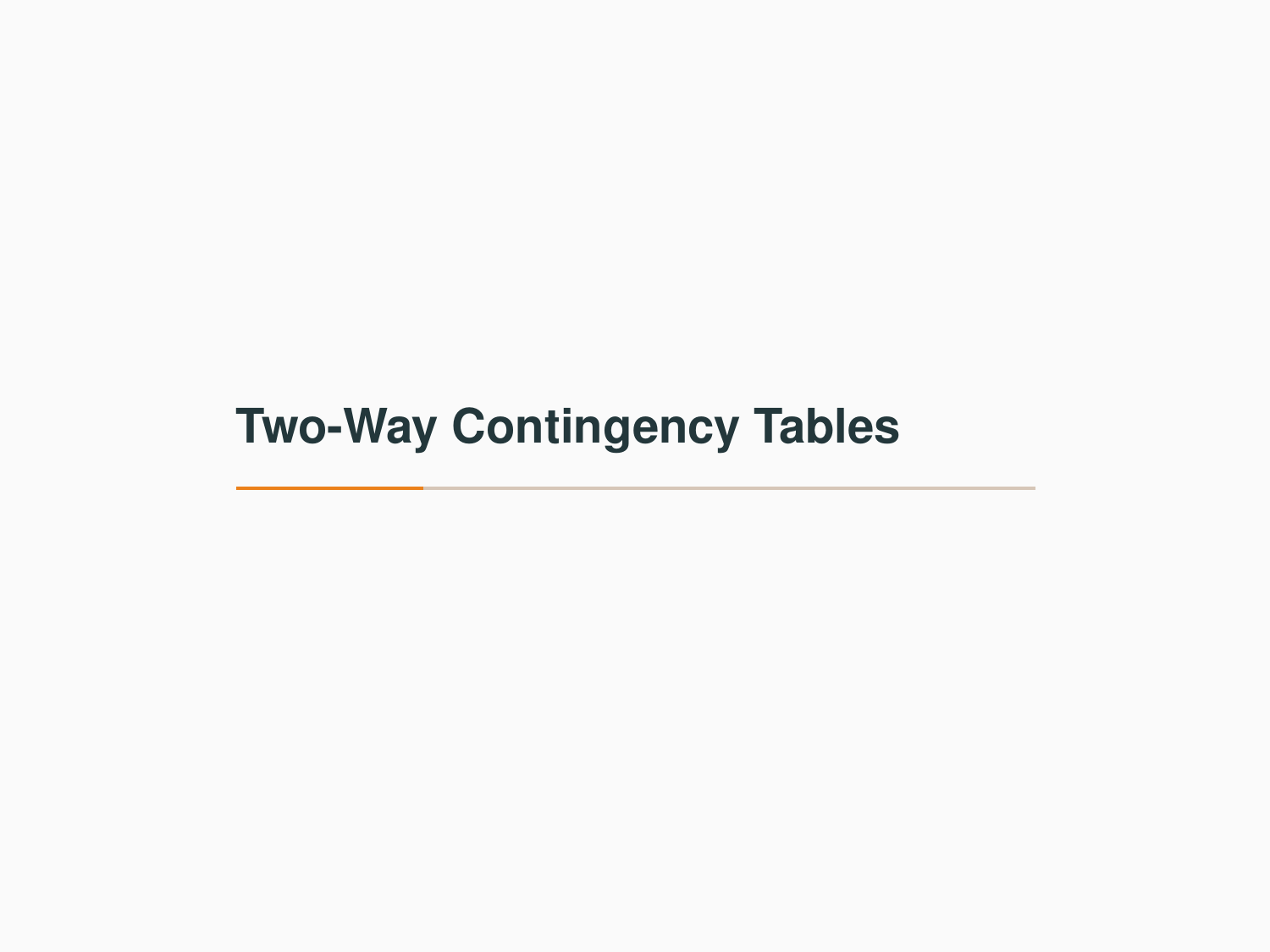# Two-Way Contingency Tables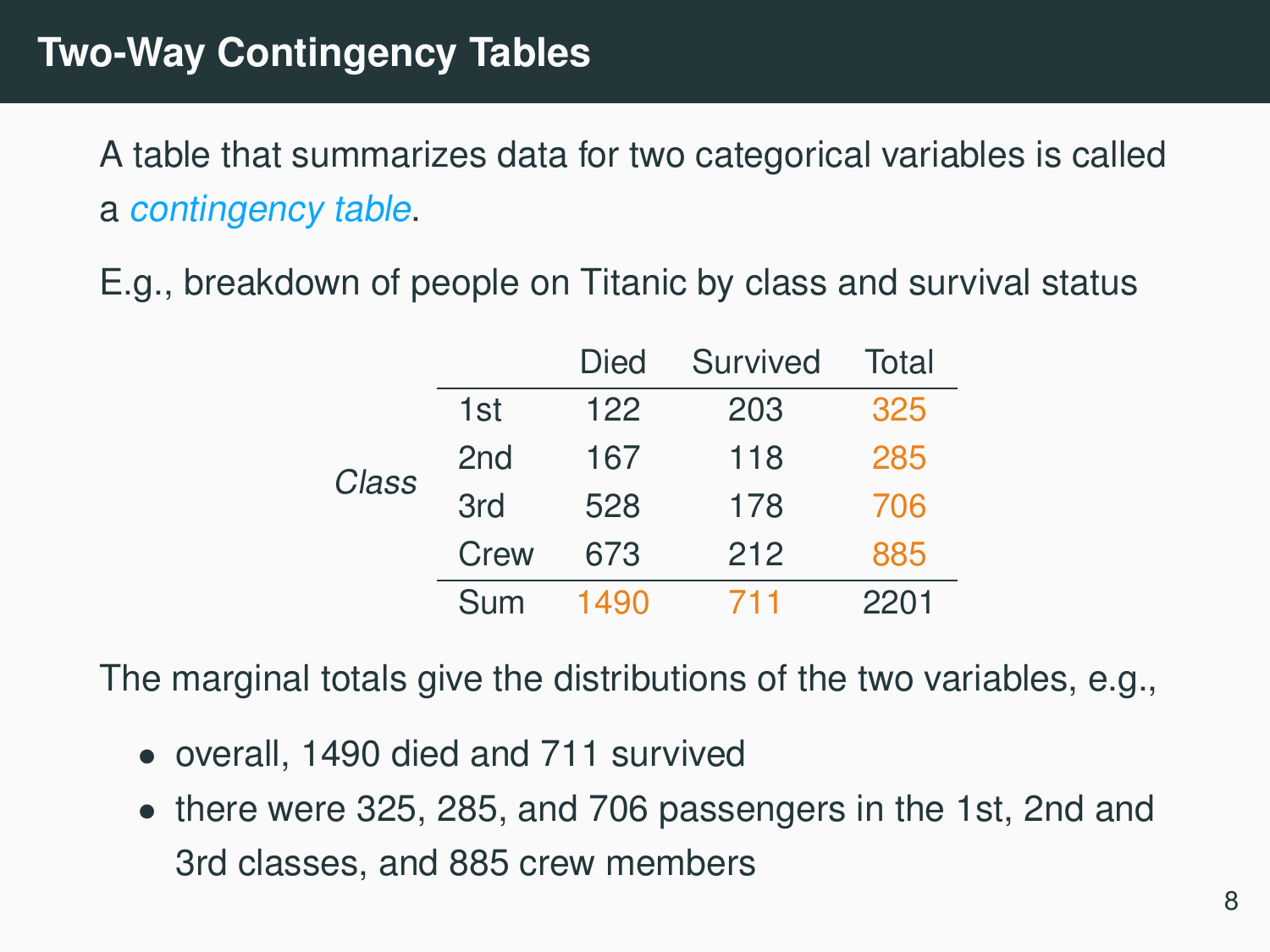## Two-Way Contingency Tables

A table that summarizes data for two categorical variables is called a *contingency table*.

E.g., breakdown of people on Titanic by class and survival status

| | | Died | Survived | Total |
|---|---|---|---|---|
| *Class* | 1st | 122 | 203 | 325 |
| | 2nd | 167 | 118 | 285 |
| | 3rd | 528 | 178 | 706 |
| | Crew | 673 | 212 | 885 |
| | Sum | 1490 | 711 | 2201 |

The marginal totals give the distributions of the two variables, e.g.,

- overall, 1490 died and 711 survived
- there were 325, 285, and 706 passengers in the 1st, 2nd and 3rd classes, and 885 crew members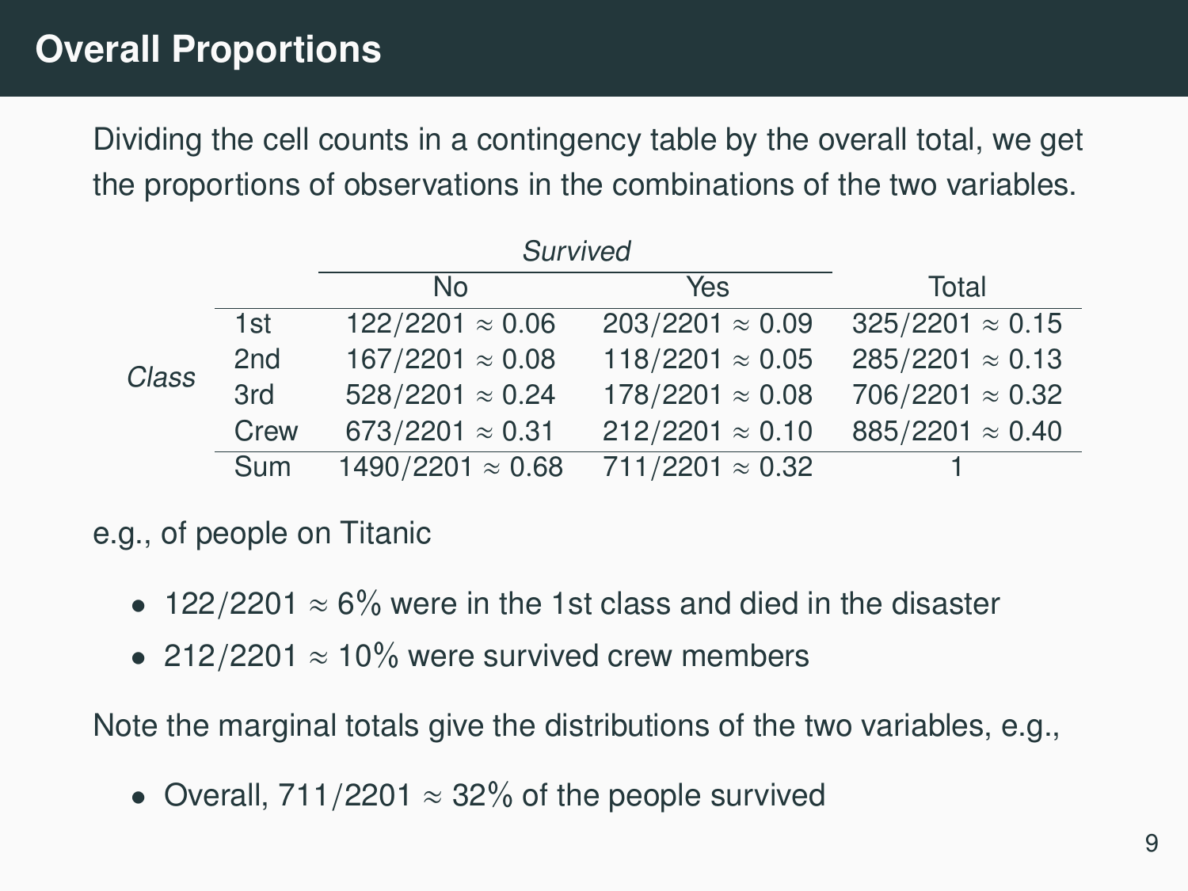# Overall Proportions

Dividing the cell counts in a contingency table by the overall total, we get the proportions of observations in the combinations of the two variables.

| | | *Survived* | | |
|---|---|---|---|---|
| | | No | Yes | Total |
| *Class* | 1st | $122/2201 \approx 0.06$ | $203/2201 \approx 0.09$ | $325/2201 \approx 0.15$ |
| | 2nd | $167/2201 \approx 0.08$ | $118/2201 \approx 0.05$ | $285/2201 \approx 0.13$ |
| | 3rd | $528/2201 \approx 0.24$ | $178/2201 \approx 0.08$ | $706/2201 \approx 0.32$ |
| | Crew | $673/2201 \approx 0.31$ | $212/2201 \approx 0.10$ | $885/2201 \approx 0.40$ |
| | Sum | $1490/2201 \approx 0.68$ | $711/2201 \approx 0.32$ | 1 |

e.g., of people on Titanic

- $122/2201 \approx 6\%$ were in the 1st class and died in the disaster
- $212/2201 \approx 10\%$ were survived crew members

Note the marginal totals give the distributions of the two variables, e.g.,

- Overall, $711/2201 \approx 32\%$ of the people survived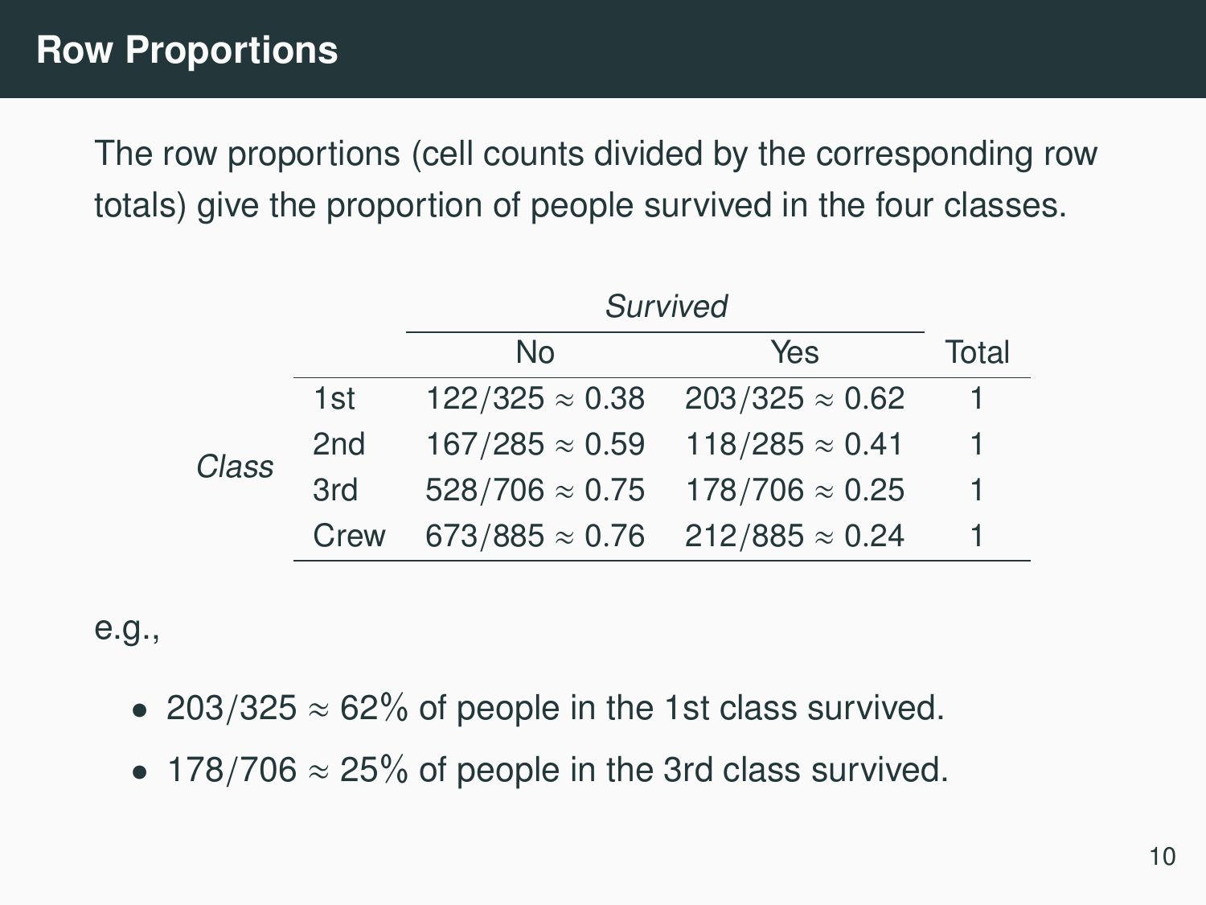## Row Proportions

The row proportions (cell counts divided by the corresponding row totals) give the proportion of people survived in the four classes.

| | | *Survived* | | |
|---|---|---|---|---|
| | | No | Yes | Total |
| *Class* | 1st | $122/325 \approx 0.38$ | $203/325 \approx 0.62$ | 1 |
| | 2nd | $167/285 \approx 0.59$ | $118/285 \approx 0.41$ | 1 |
| | 3rd | $528/706 \approx 0.75$ | $178/706 \approx 0.25$ | 1 |
| | Crew | $673/885 \approx 0.76$ | $212/885 \approx 0.24$ | 1 |

e.g.,

- $203/325 \approx 62\%$ of people in the 1st class survived.
- $178/706 \approx 25\%$ of people in the 3rd class survived.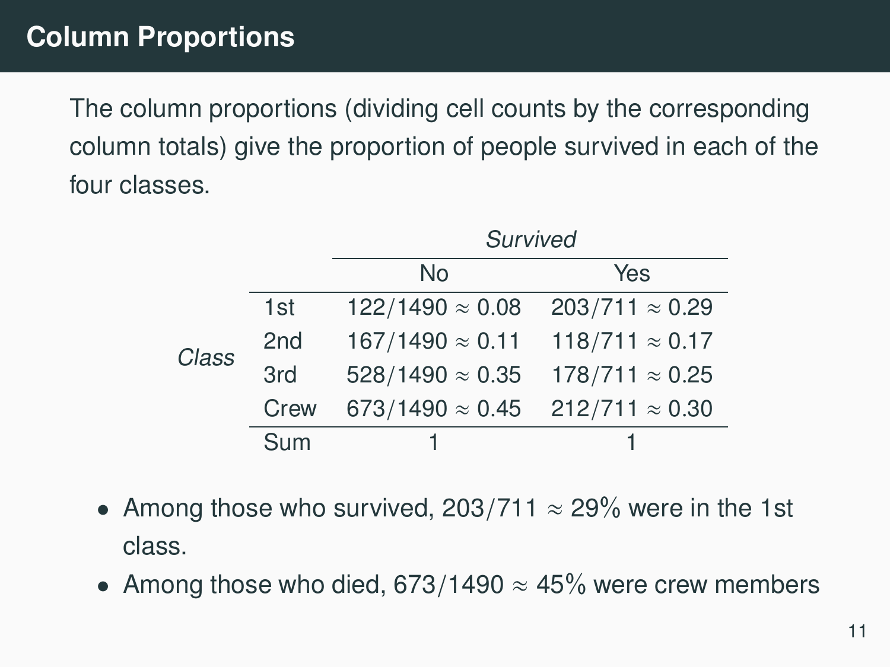## Column Proportions

The column proportions (dividing cell counts by the corresponding column totals) give the proportion of people survived in each of the four classes.

| | | *Survived* | |
|---|---|---|---|
| | | No | Yes |
| *Class* | 1st | $122/1490 \approx 0.08$ | $203/711 \approx 0.29$ |
| | 2nd | $167/1490 \approx 0.11$ | $118/711 \approx 0.17$ |
| | 3rd | $528/1490 \approx 0.35$ | $178/711 \approx 0.25$ |
| | Crew | $673/1490 \approx 0.45$ | $212/711 \approx 0.30$ |
| | Sum | 1 | 1 |

- Among those who survived, $203/711 \approx 29\%$ were in the 1st class.
- Among those who died, $673/1490 \approx 45\%$ were crew members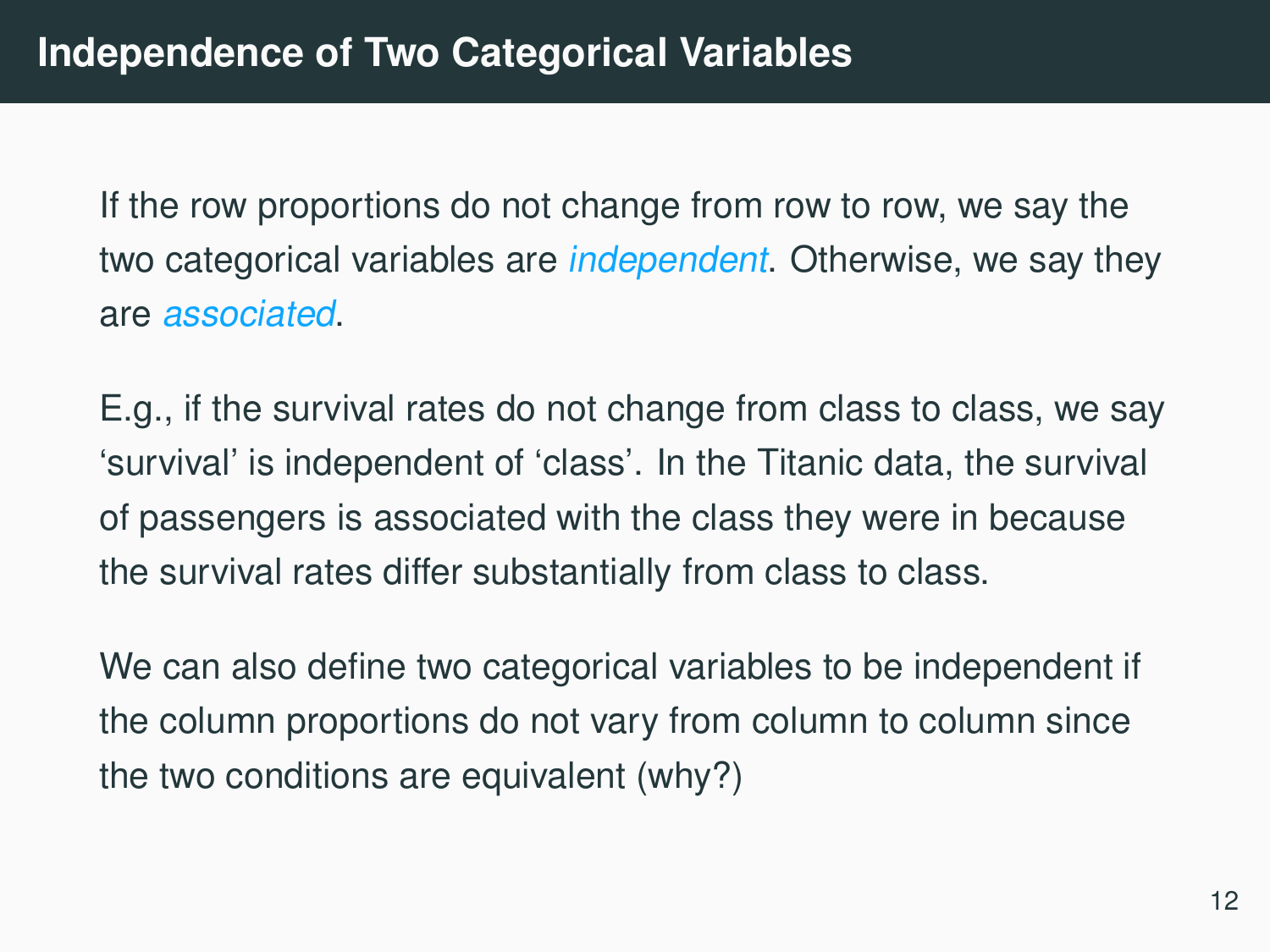# Independence of Two Categorical Variables

If the row proportions do not change from row to row, we say the two categorical variables are *independent*. Otherwise, we say they are *associated*.

E.g., if the survival rates do not change from class to class, we say 'survival' is independent of 'class'. In the Titanic data, the survival of passengers is associated with the class they were in because the survival rates differ substantially from class to class.

We can also define two categorical variables to be independent if the column proportions do not vary from column to column since the two conditions are equivalent (why?)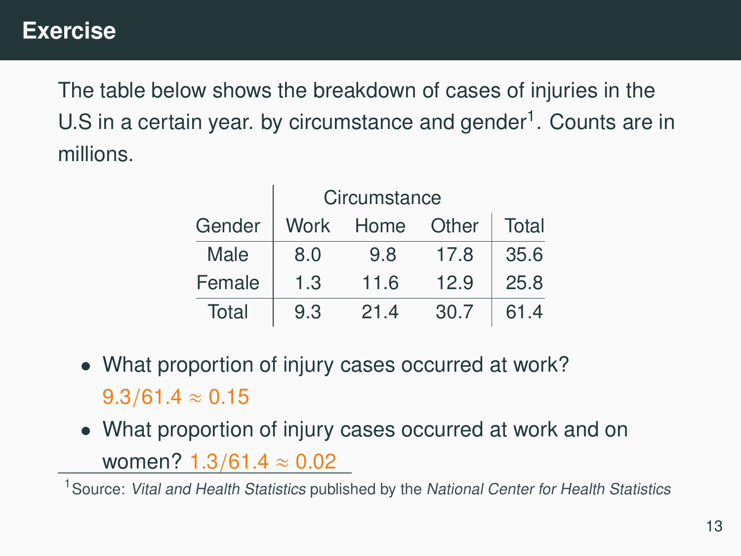# Exercise

The table below shows the breakdown of cases of injuries in the U.S in a certain year. by circumstance and gender[1]. Counts are in millions.

| | Circumstance | | | |
|---|---|---|---|---|
| Gender | Work | Home | Other | Total |
| Male | 8.0 | 9.8 | 17.8 | 35.6 |
| Female | 1.3 | 11.6 | 12.9 | 25.8 |
| Total | 9.3 | 21.4 | 30.7 | 61.4 |

- What proportion of injury cases occurred at work? $9.3/61.4 \approx 0.15$
- What proportion of injury cases occurred at work and on women? $1.3/61.4 \approx 0.02$

[1] Source: *Vital and Health Statistics* published by the *National Center for Health Statistics*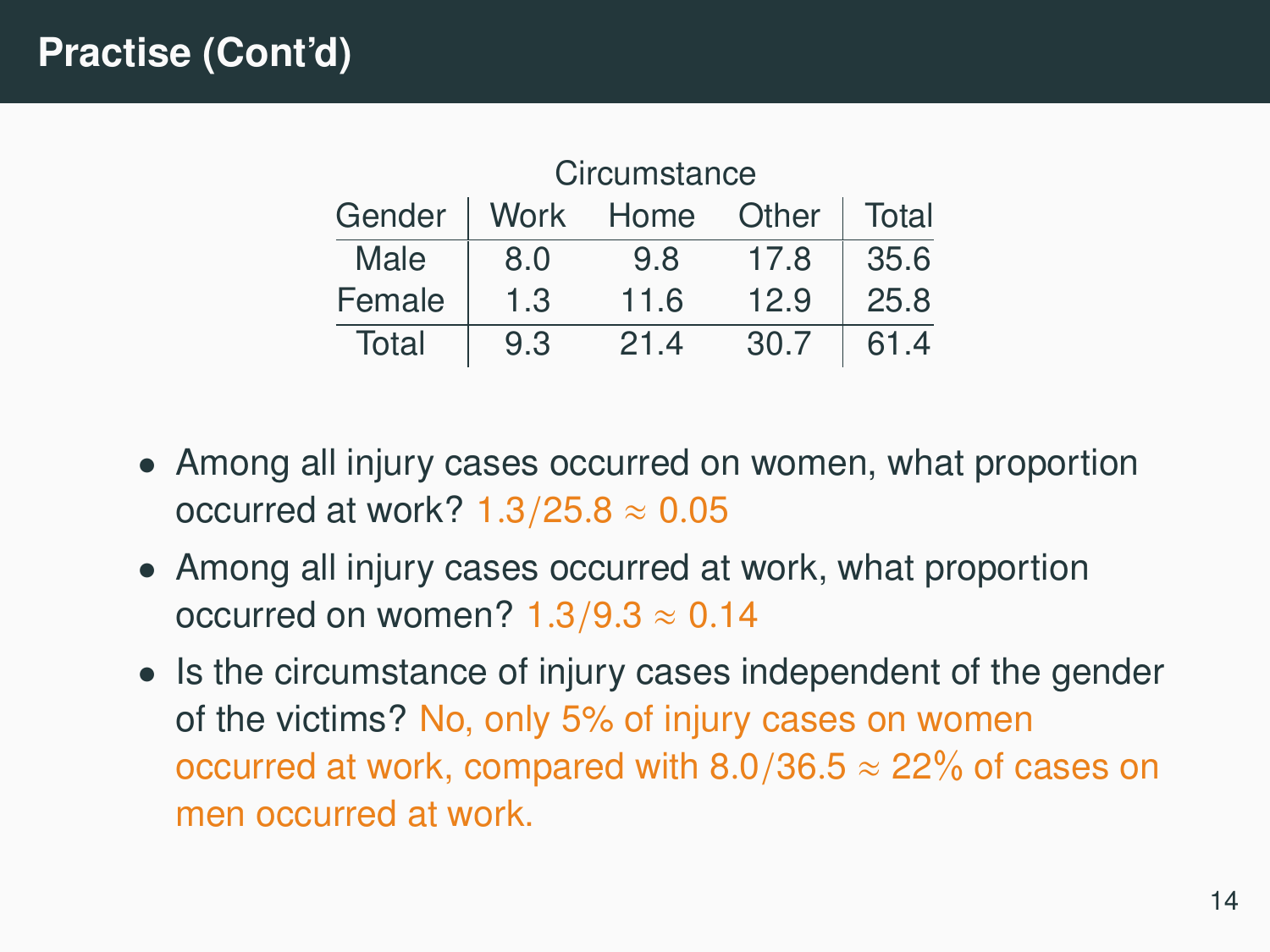# Practise (Cont'd)

| | Circumstance | | | |
|---|---|---|---|---|
| Gender | Work | Home | Other | Total |
| Male | 8.0 | 9.8 | 17.8 | 35.6 |
| Female | 1.3 | 11.6 | 12.9 | 25.8 |
| Total | 9.3 | 21.4 | 30.7 | 61.4 |

- Among all injury cases occurred on women, what proportion occurred at work? $1.3/25.8 \approx 0.05$
- Among all injury cases occurred at work, what proportion occurred on women? $1.3/9.3 \approx 0.14$
- Is the circumstance of injury cases independent of the gender of the victims? No, only 5% of injury cases on women occurred at work, compared with $8.0/36.5 \approx 22\%$ of cases on men occurred at work.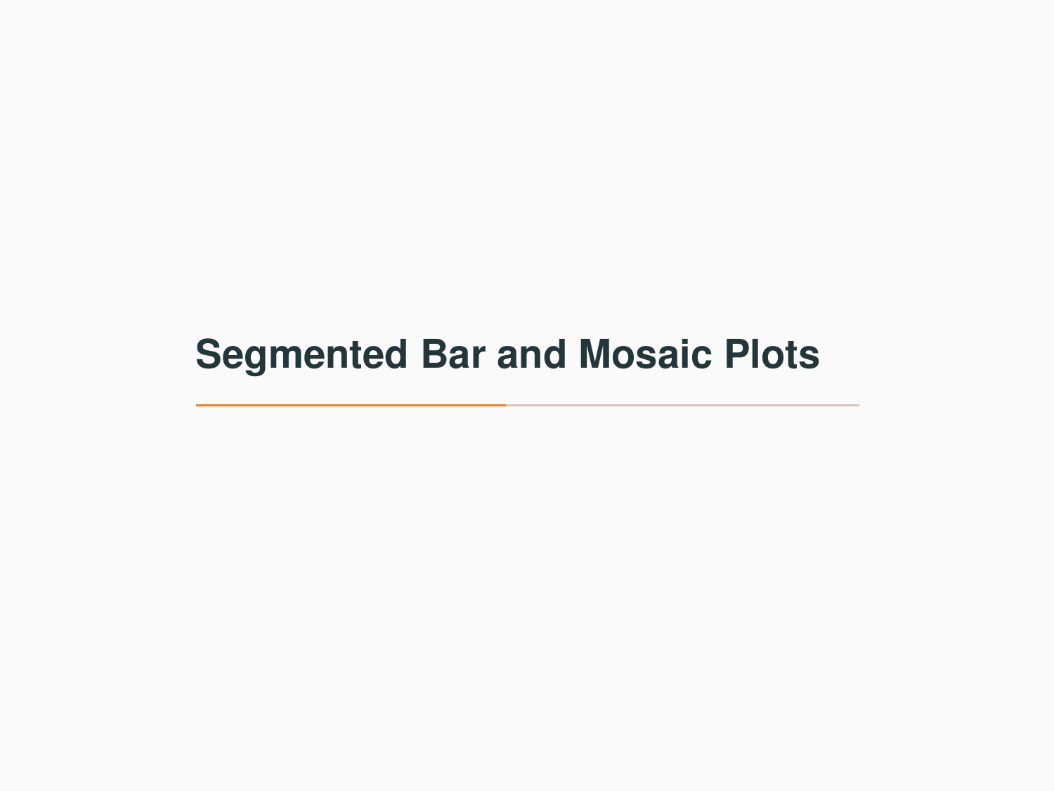# Segmented Bar and Mosaic Plots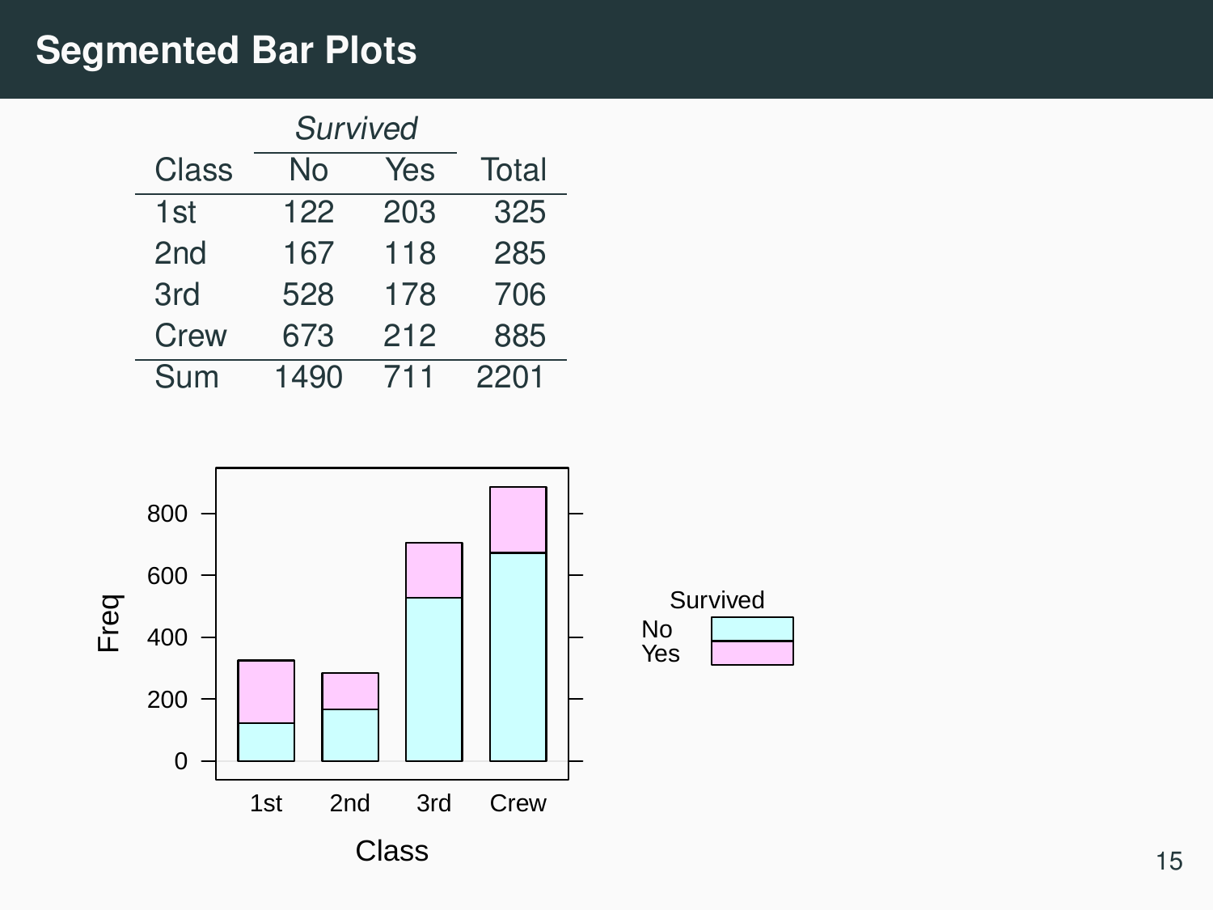# Segmented Bar Plots

| Class | Survived | | Total |
|---|---|---|---|
| | No | Yes | |
| 1st | 122 | 203 | 325 |
| 2nd | 167 | 118 | 285 |
| 3rd | 528 | 178 | 706 |
| Crew | 673 | 212 | 885 |
| Sum | 1490 | 711 | 2201 |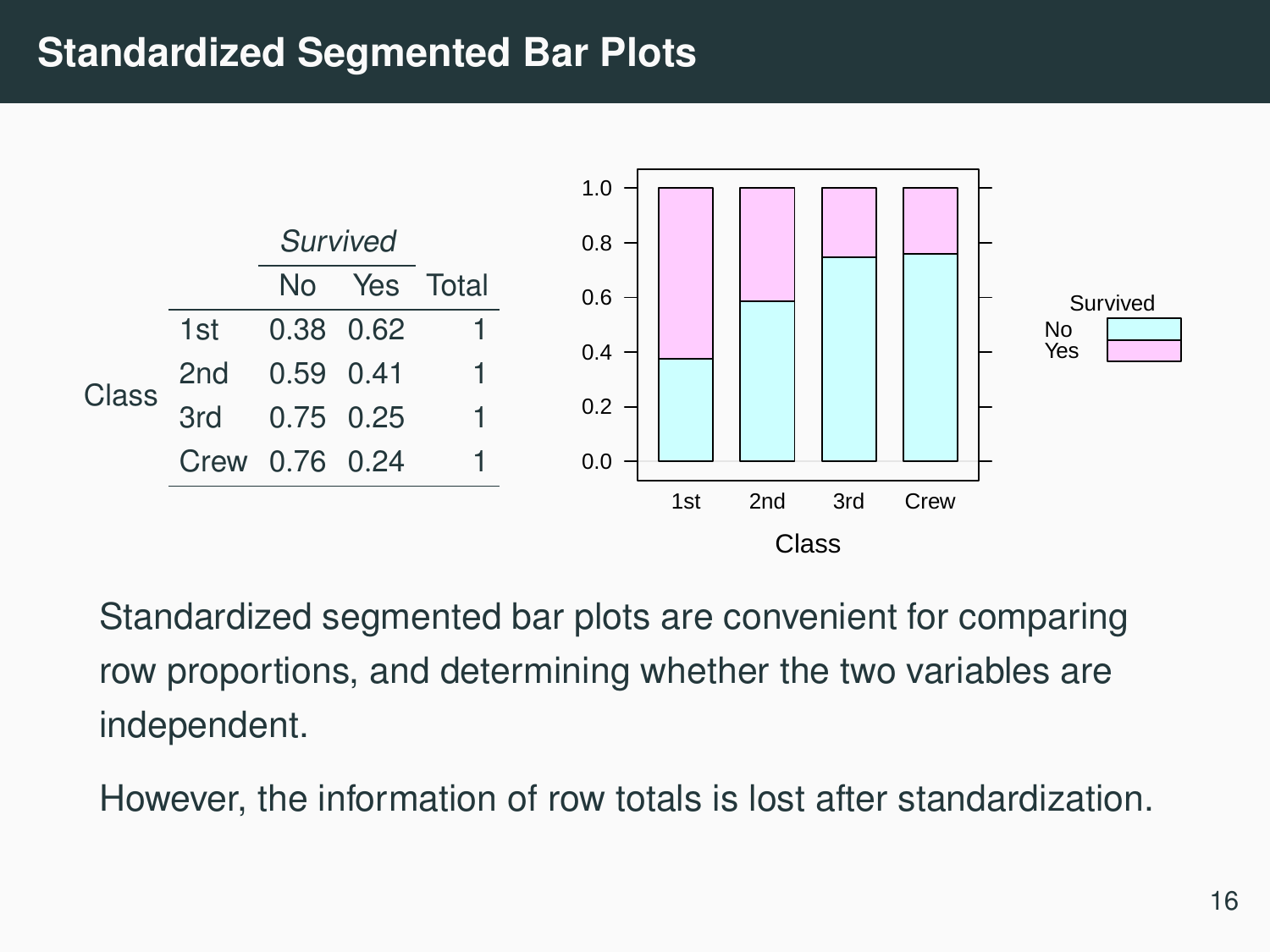## Standardized Segmented Bar Plots

| | | *Survived* | | |
|---|---|---|---|---|
| | | No | Yes | Total |
| Class | 1st | 0.38 | 0.62 | 1 |
| | 2nd | 0.59 | 0.41 | 1 |
| | 3rd | 0.75 | 0.25 | 1 |
| | Crew | 0.76 | 0.24 | 1 |

Standardized segmented bar plots are convenient for comparing row proportions, and determining whether the two variables are independent.

However, the information of row totals is lost after standardization.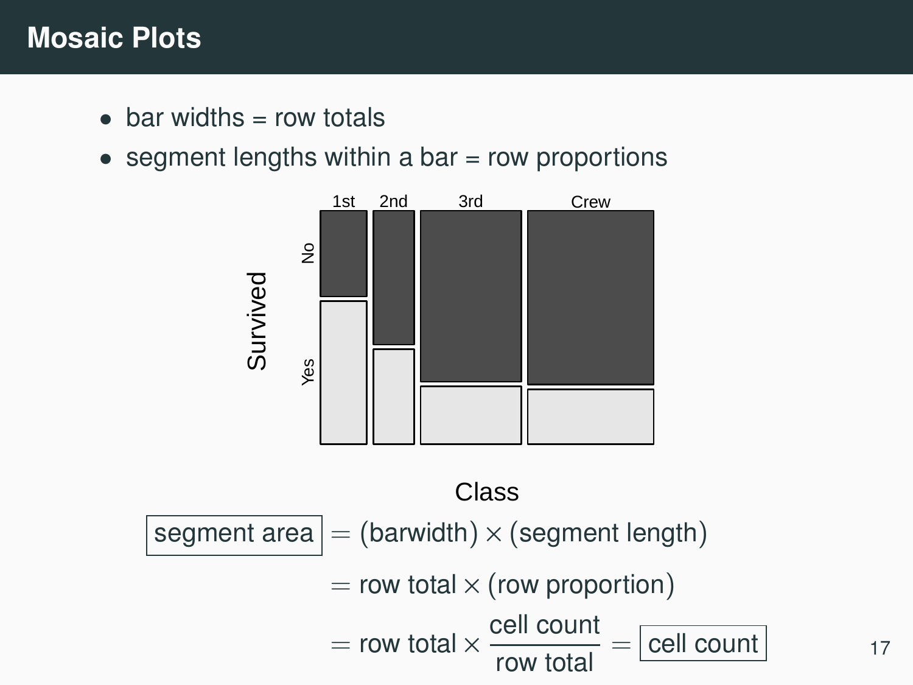# Mosaic Plots

- bar widths = row totals
- segment lengths within a bar = row proportions

$$
\boxed{\text{segment area}} = (\text{barwidth}) \times (\text{segment length})
$$

$$
= \text{row total} \times (\text{row proportion})
$$

$$
= \text{row total} \times \frac{\text{cell count}}{\text{row total}} = \boxed{\text{cell count}}
$$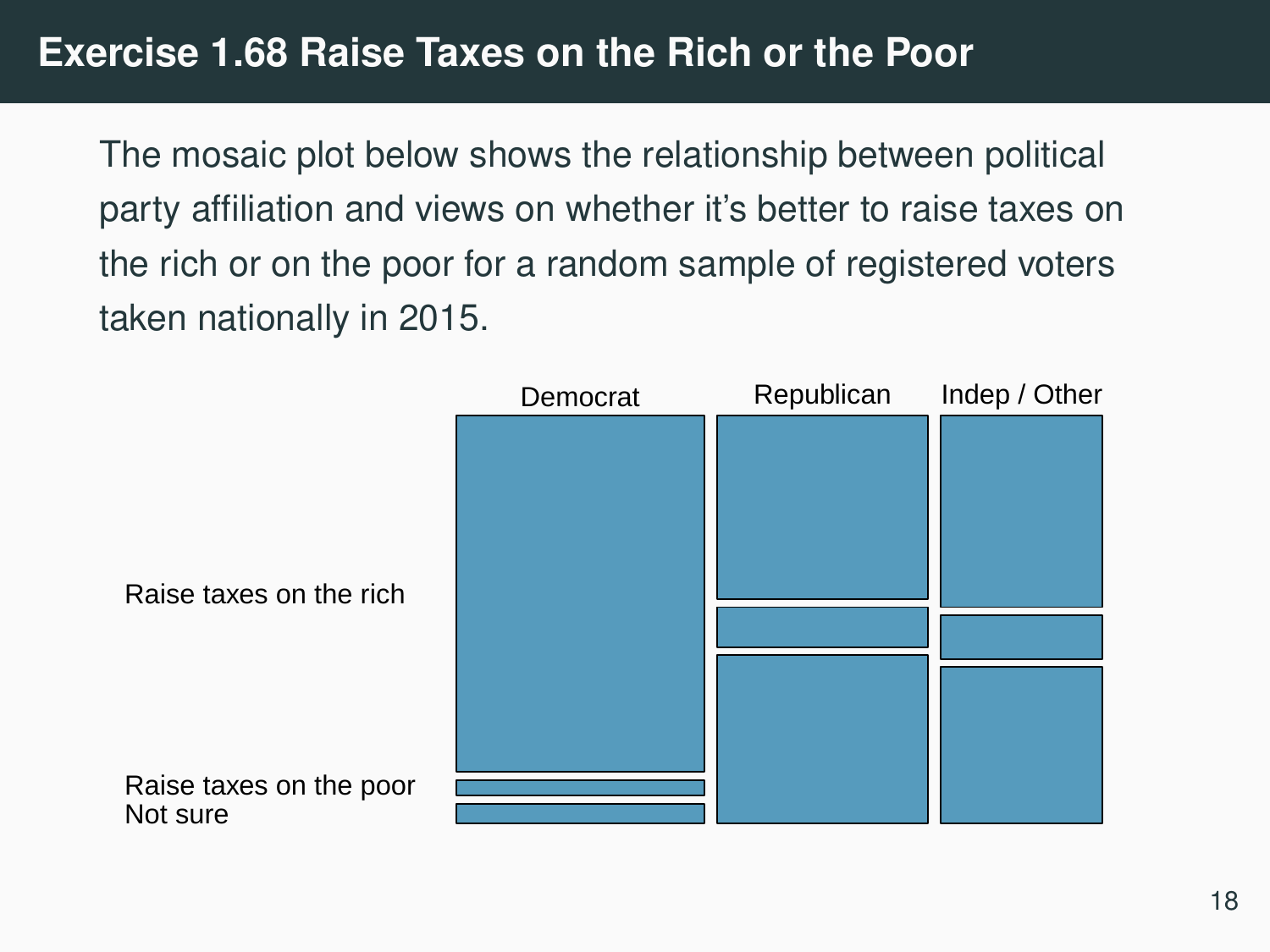# Exercise 1.68 Raise Taxes on the Rich or the Poor

The mosaic plot below shows the relationship between political party affiliation and views on whether it's better to raise taxes on the rich or on the poor for a random sample of registered voters taken nationally in 2015.

Democrat Republican Indep / Other

Raise taxes on the rich

Raise taxes on the poor
Not sure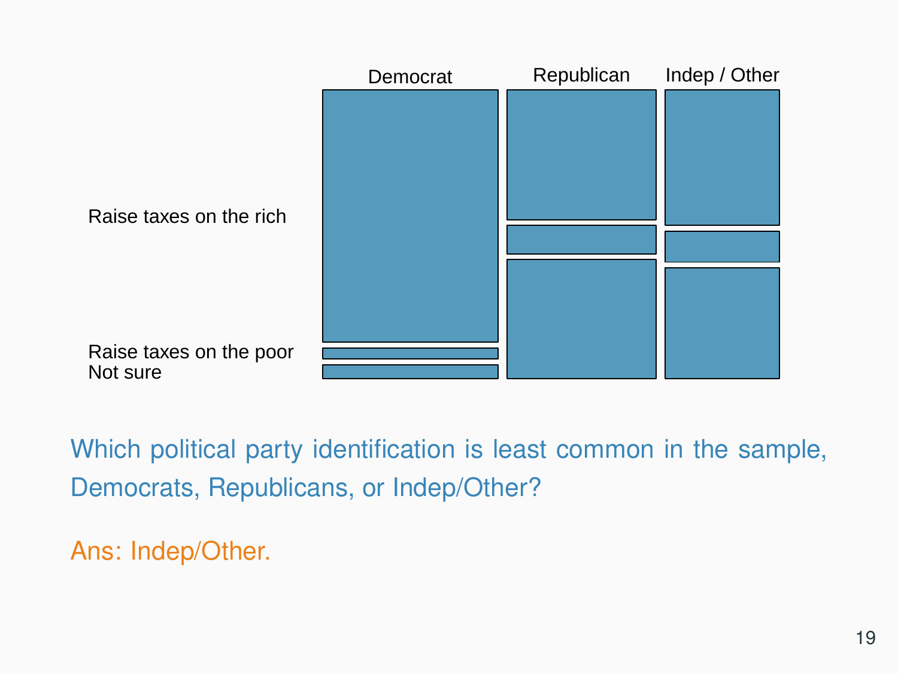Democrat | Republican | Indep / Other

Raise taxes on the rich

Raise taxes on the poor

Not sure

Which political party identification is least common in the sample, Democrats, Republicans, or Indep/Other?

Ans: Indep/Other.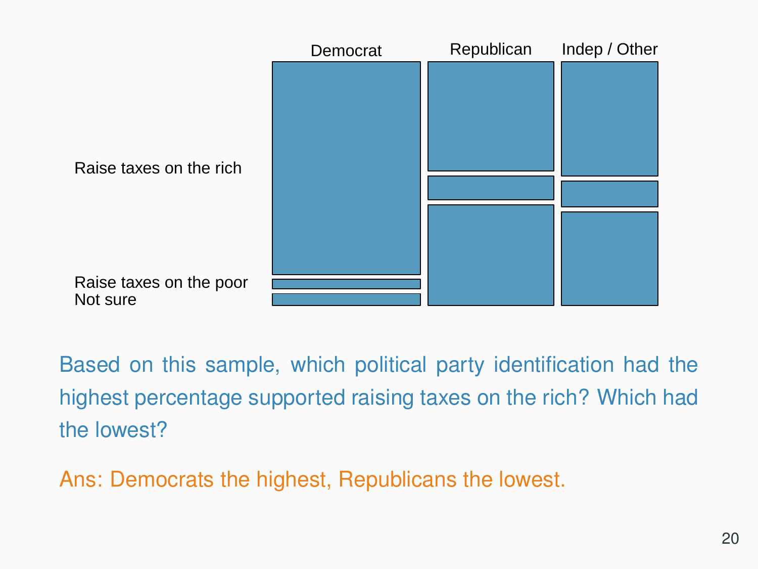Based on this sample, which political party identification had the highest percentage supported raising taxes on the rich? Which had the lowest?

Ans: Democrats the highest, Republicans the lowest.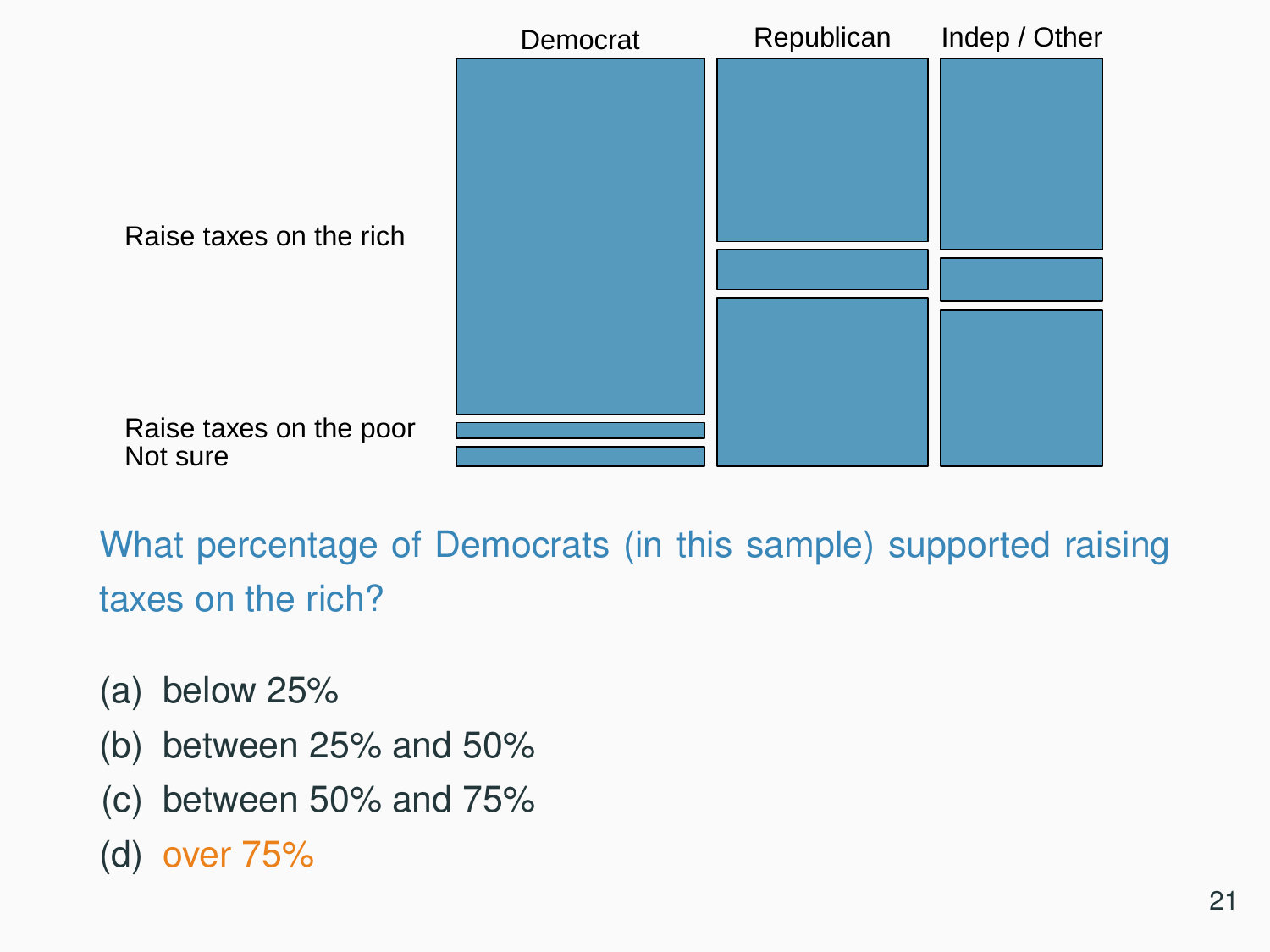What percentage of Democrats (in this sample) supported raising taxes on the rich?

(a) below 25%

(b) between 25% and 50%

(c) between 50% and 75%

(d) over 75%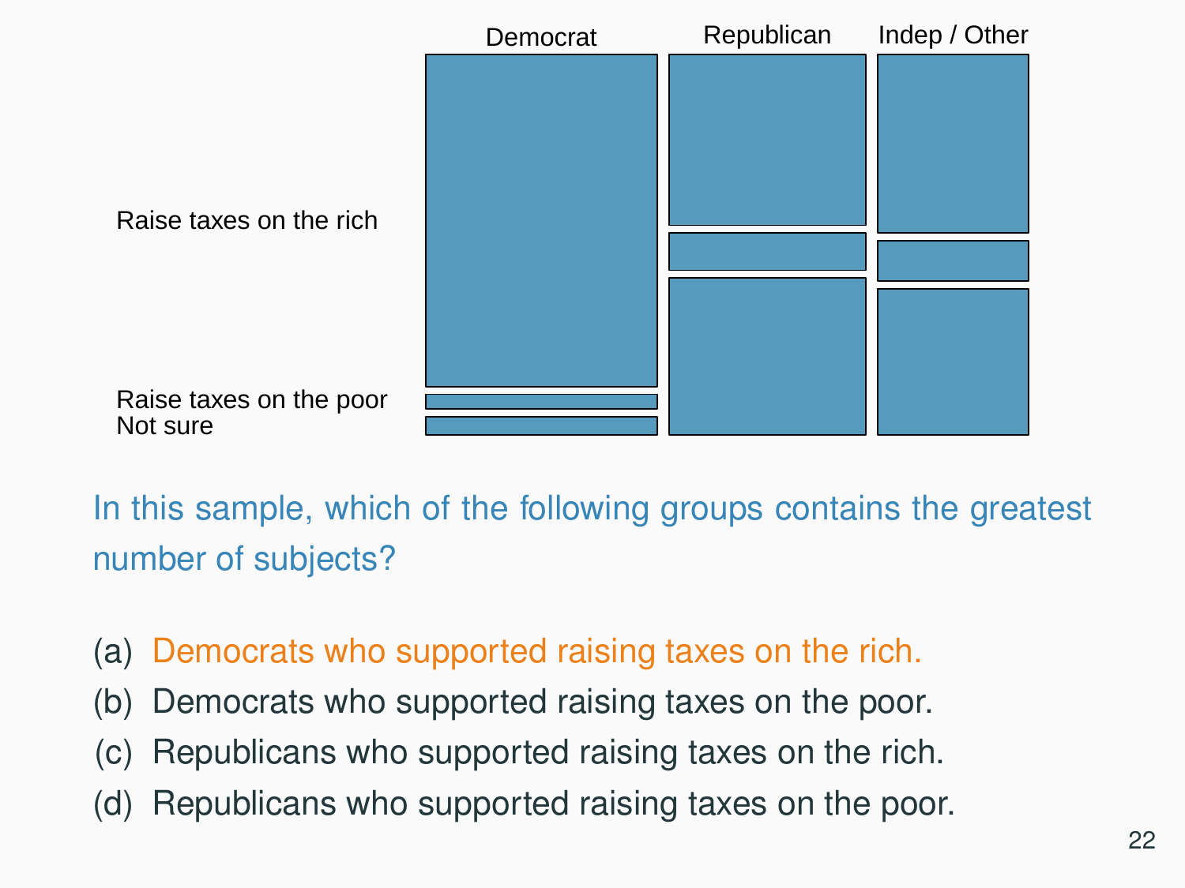In this sample, which of the following groups contains the greatest number of subjects?

(a) Democrats who supported raising taxes on the rich.

(b) Democrats who supported raising taxes on the poor.

(c) Republicans who supported raising taxes on the rich.

(d) Republicans who supported raising taxes on the poor.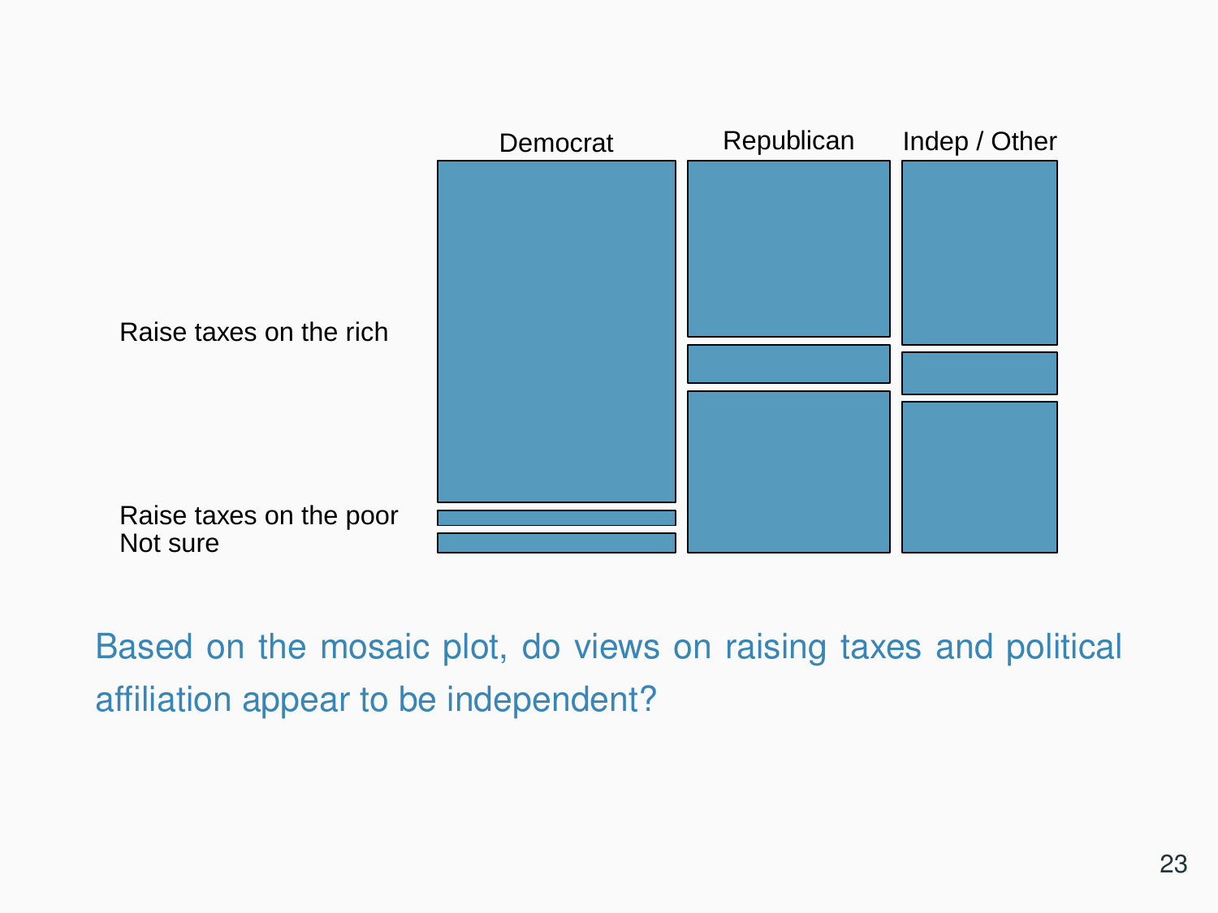Democrat Republican Indep / Other

Raise taxes on the rich

Raise taxes on the poor
Not sure

Based on the mosaic plot, do views on raising taxes and political affiliation appear to be independent?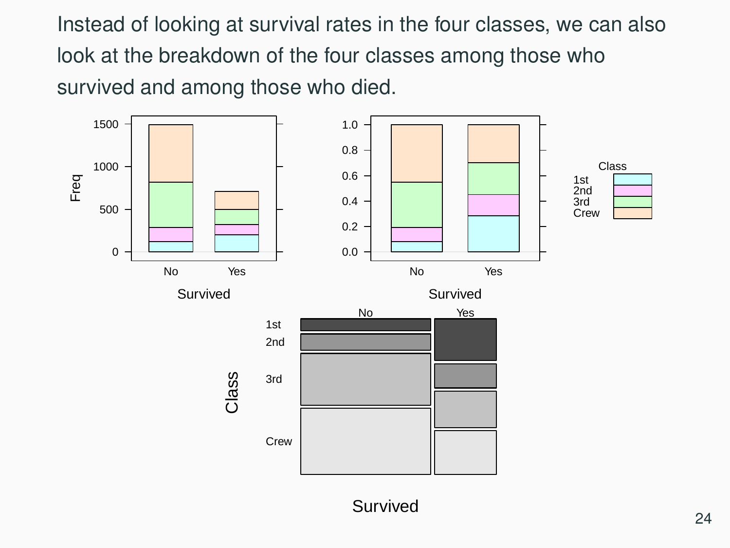Instead of looking at survival rates in the four classes, we can also look at the breakdown of the four classes among those who survived and among those who died.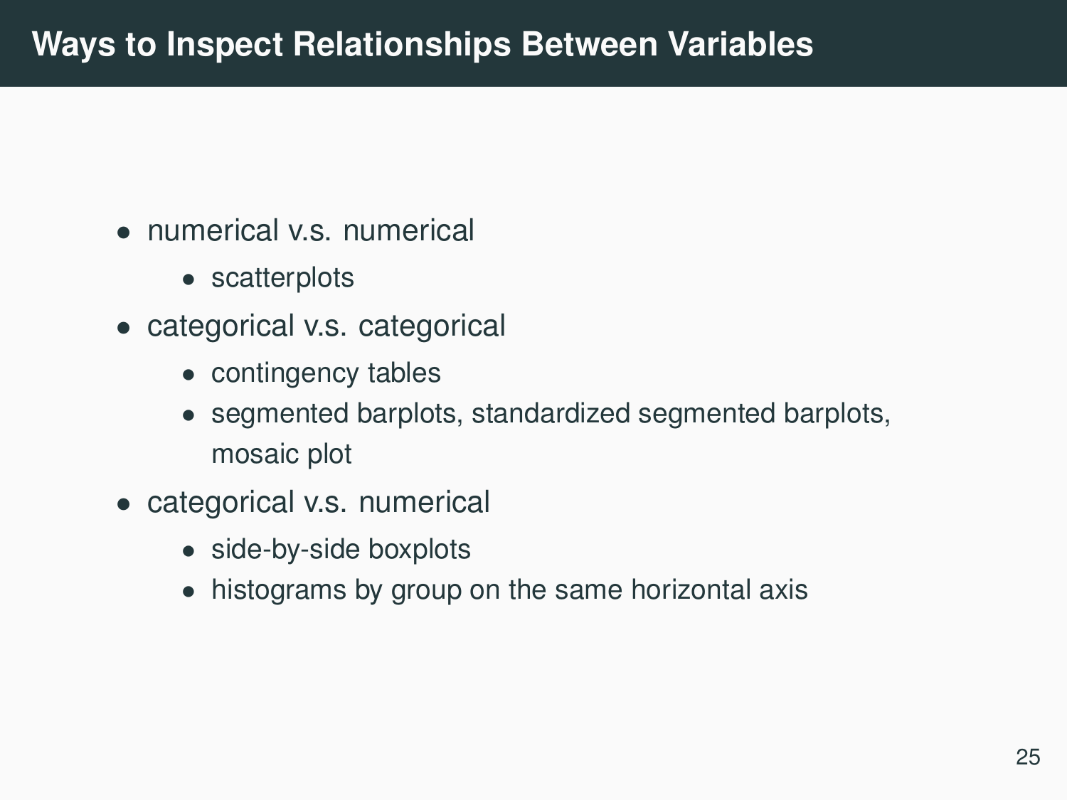# Ways to Inspect Relationships Between Variables

- numerical v.s. numerical
  - scatterplots
- categorical v.s. categorical
  - contingency tables
  - segmented barplots, standardized segmented barplots, mosaic plot
- categorical v.s. numerical
  - side-by-side boxplots
  - histograms by group on the same horizontal axis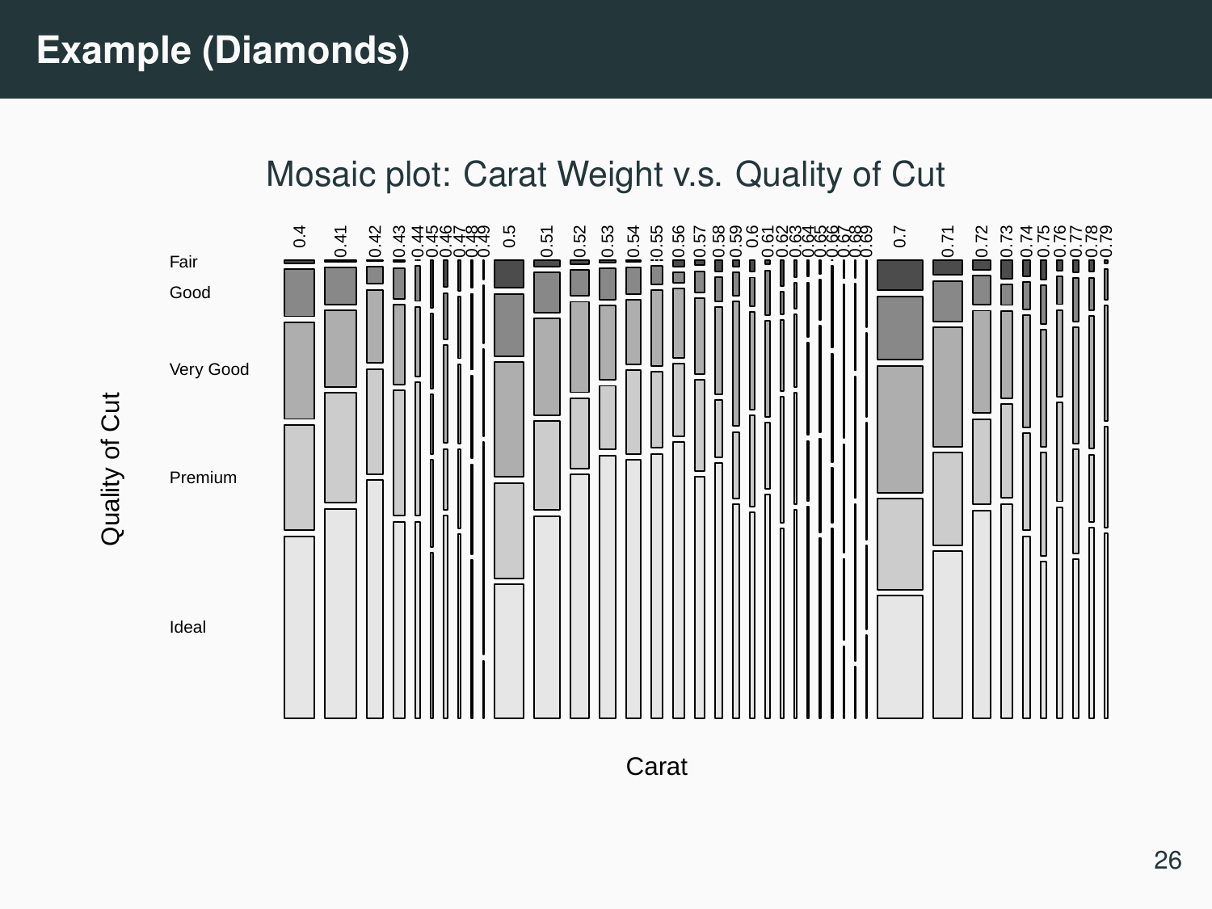# Example (Diamonds)

Mosaic plot: Carat Weight v.s. Quality of Cut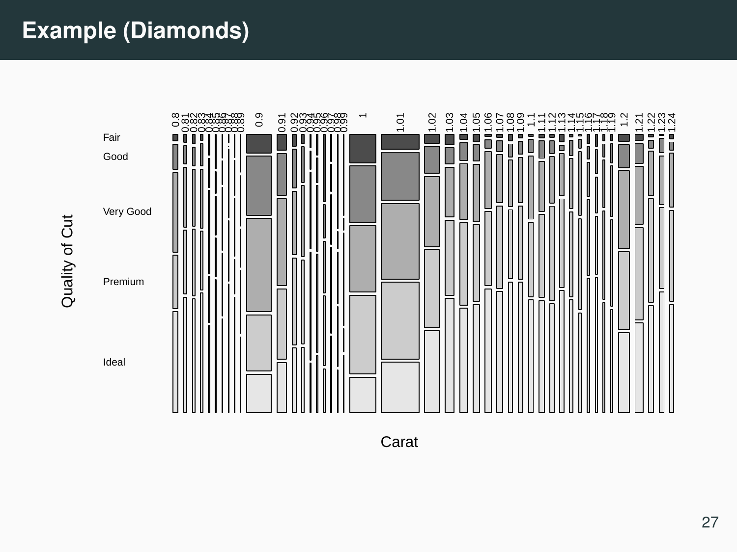# Example (Diamonds)

Quality of Cut

Fair

Good

Very Good

Premium

Ideal

0.8 0.81 0.82 0.83 0.84 0.85 0.86 0.87 0.88 0.89 0.9 0.91 0.92 0.93 0.94 0.95 0.96 0.97 0.98 0.99 1 1.01 1.02 1.03 1.04 1.05 1.06 1.07 1.08 1.09 1.1 1.11 1.12 1.13 1.14 1.15 1.16 1.17 1.18 1.19 1.2 1.21 1.22 1.23 1.24

Carat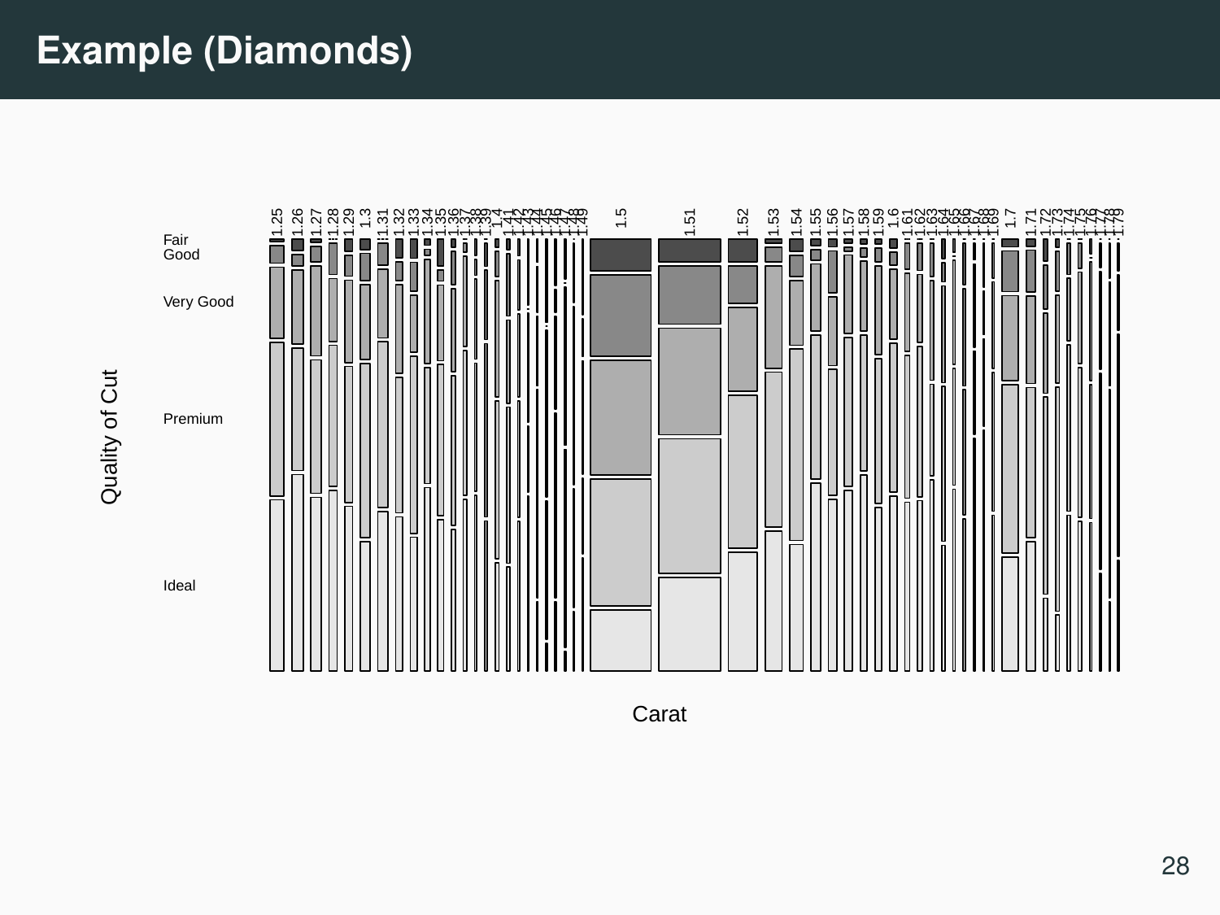# Example (Diamonds)

Fair
Good

Very Good

Premium

Ideal

Quality of Cut

1.25 1.26 1.27 1.28 1.29 1.3 1.31 1.32 1.33 1.34 1.35 1.36 1.37 1.38 1.39 1.4 1.41 1.42 1.43 1.44 1.45 1.46 1.47 1.48 1.49 1.5 1.51 1.52 1.53 1.54 1.55 1.56 1.57 1.58 1.59 1.6 1.61 1.62 1.63 1.64 1.65 1.66 1.67 1.68 1.69 1.7 1.71 1.72 1.73 1.74 1.75 1.76 1.77 1.78 1.79

Carat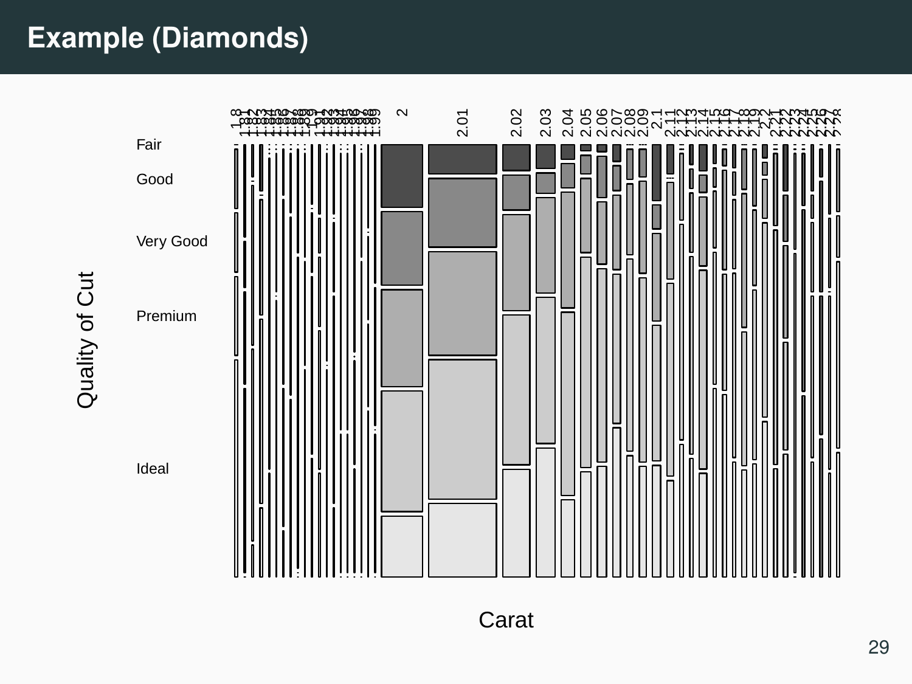# Example (Diamonds)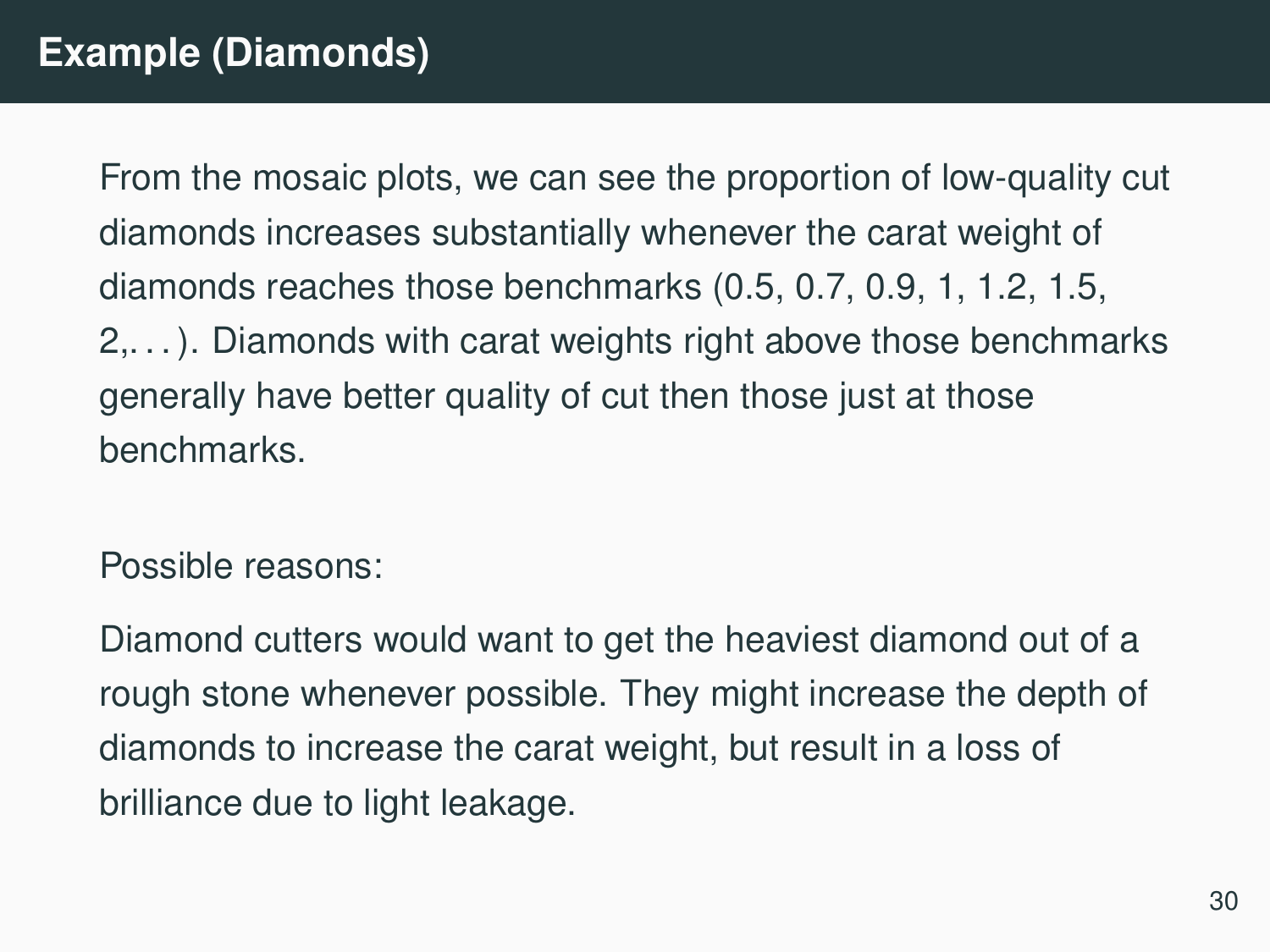# Example (Diamonds)

From the mosaic plots, we can see the proportion of low-quality cut diamonds increases substantially whenever the carat weight of diamonds reaches those benchmarks (0.5, 0.7, 0.9, 1, 1.2, 1.5, 2,. . . ). Diamonds with carat weights right above those benchmarks generally have better quality of cut then those just at those benchmarks.

Possible reasons:

Diamond cutters would want to get the heaviest diamond out of a rough stone whenever possible. They might increase the depth of diamonds to increase the carat weight, but result in a loss of brilliance due to light leakage.